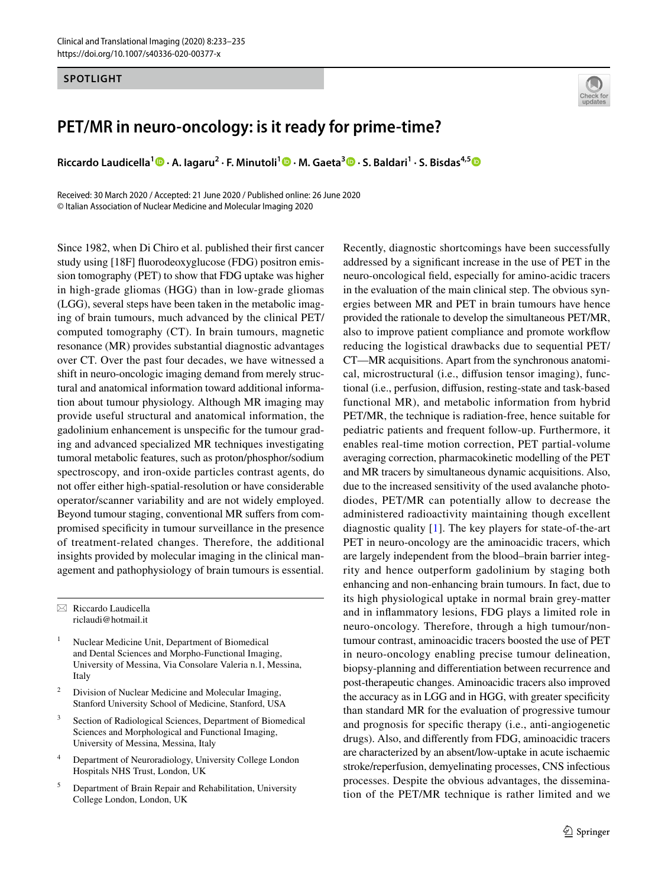SPOTLIGHT

# PET/MR in neuro-oncology: is it ready for prime-time?

**Riccardo Laudicella[1] · A. Iagaru[2] · F. Minutoli[1] · M. Gaeta[3] · S. Baldari[1] · S. Bisdas[4,5]**

Received: 30 March 2020 / Accepted: 21 June 2020 / Published online: 26 June 2020
© Italian Association of Nuclear Medicine and Molecular Imaging 2020

Since 1982, when Di Chiro et al. published their first cancer study using [18F] fluorodeoxyglucose (FDG) positron emission tomography (PET) to show that FDG uptake was higher in high-grade gliomas (HGG) than in low-grade gliomas (LGG), several steps have been taken in the metabolic imaging of brain tumours, much advanced by the clinical PET/computed tomography (CT). In brain tumours, magnetic resonance (MR) provides substantial diagnostic advantages over CT. Over the past four decades, we have witnessed a shift in neuro-oncologic imaging demand from merely structural and anatomical information toward additional information about tumour physiology. Although MR imaging may provide useful structural and anatomical information, the gadolinium enhancement is unspecific for the tumour grading and advanced specialized MR techniques investigating tumoral metabolic features, such as proton/phosphor/sodium spectroscopy, and iron-oxide particles contrast agents, do not offer either high-spatial-resolution or have considerable operator/scanner variability and are not widely employed. Beyond tumour staging, conventional MR suffers from compromised specificity in tumour surveillance in the presence of treatment-related changes. Therefore, the additional insights provided by molecular imaging in the clinical management and pathophysiology of brain tumours is essential.

Recently, diagnostic shortcomings have been successfully addressed by a significant increase in the use of PET in the neuro-oncological field, especially for amino-acidic tracers in the evaluation of the main clinical step. The obvious synergies between MR and PET in brain tumours have hence provided the rationale to develop the simultaneous PET/MR, also to improve patient compliance and promote workflow reducing the logistical drawbacks due to sequential PET/CT—MR acquisitions. Apart from the synchronous anatomical, microstructural (i.e., diffusion tensor imaging), functional (i.e., perfusion, diffusion, resting-state and task-based functional MR), and metabolic information from hybrid PET/MR, the technique is radiation-free, hence suitable for pediatric patients and frequent follow-up. Furthermore, it enables real-time motion correction, PET partial-volume averaging correction, pharmacokinetic modelling of the PET and MR tracers by simultaneous dynamic acquisitions. Also, due to the increased sensitivity of the used avalanche photodiodes, PET/MR can potentially allow to decrease the administered radioactivity maintaining though excellent diagnostic quality [1]. The key players for state-of-the-art PET in neuro-oncology are the aminoacidic tracers, which are largely independent from the blood–brain barrier integrity and hence outperform gadolinium by staging both enhancing and non-enhancing brain tumours. In fact, due to its high physiological uptake in normal brain grey-matter and in inflammatory lesions, FDG plays a limited role in neuro-oncology. Therefore, through a high tumour/non-tumour contrast, aminoacidic tracers boosted the use of PET in neuro-oncology enabling precise tumour delineation, biopsy-planning and differentiation between recurrence and post-therapeutic changes. Aminoacidic tracers also improved the accuracy as in LGG and in HGG, with greater specificity than standard MR for the evaluation of progressive tumour and prognosis for specific therapy (i.e., anti-angiogenetic drugs). Also, and differently from FDG, aminoacidic tracers are characterized by an absent/low-uptake in acute ischaemic stroke/reperfusion, demyelinating processes, CNS infectious processes. Despite the obvious advantages, the dissemination of the PET/MR technique is rather limited and we

---

✉ Riccardo Laudicella
riclaudi@hotmail.it

1. Nuclear Medicine Unit, Department of Biomedical and Dental Sciences and Morpho-Functional Imaging, University of Messina, Via Consolare Valeria n.1, Messina, Italy
2. Division of Nuclear Medicine and Molecular Imaging, Stanford University School of Medicine, Stanford, USA
3. Section of Radiological Sciences, Department of Biomedical Sciences and Morphological and Functional Imaging, University of Messina, Messina, Italy
4. Department of Neuroradiology, University College London Hospitals NHS Trust, London, UK
5. Department of Brain Repair and Rehabilitation, University College London, London, UK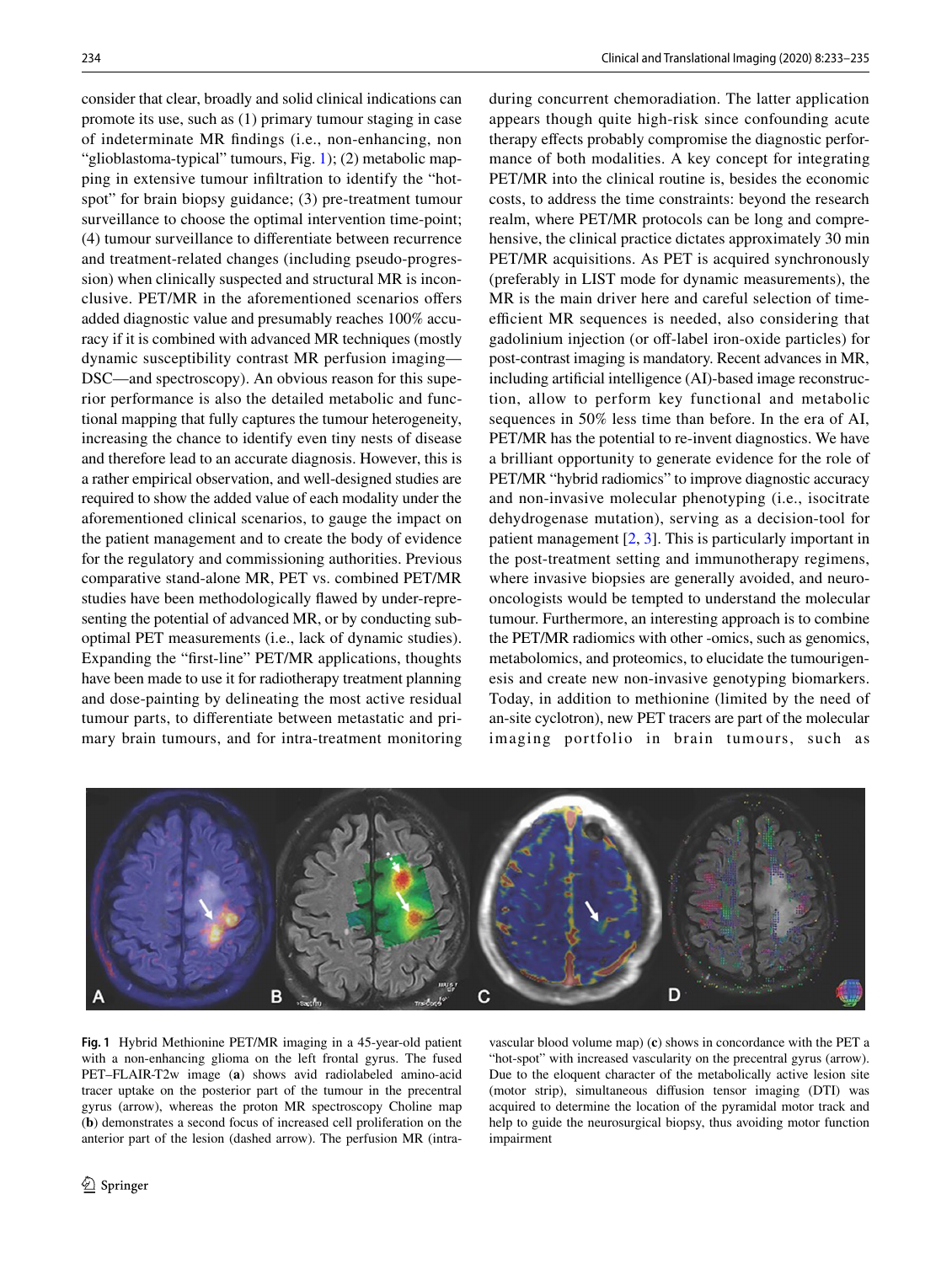consider that clear, broadly and solid clinical indications can promote its use, such as (1) primary tumour staging in case of indeterminate MR findings (i.e., non-enhancing, non "glioblastoma-typical" tumours, Fig. 1); (2) metabolic mapping in extensive tumour infiltration to identify the "hotspot" for brain biopsy guidance; (3) pre-treatment tumour surveillance to choose the optimal intervention time-point; (4) tumour surveillance to differentiate between recurrence and treatment-related changes (including pseudo-progression) when clinically suspected and structural MR is inconclusive. PET/MR in the aforementioned scenarios offers added diagnostic value and presumably reaches 100% accuracy if it is combined with advanced MR techniques (mostly dynamic susceptibility contrast MR perfusion imaging—DSC—and spectroscopy). An obvious reason for this superior performance is also the detailed metabolic and functional mapping that fully captures the tumour heterogeneity, increasing the chance to identify even tiny nests of disease and therefore lead to an accurate diagnosis. However, this is a rather empirical observation, and well-designed studies are required to show the added value of each modality under the aforementioned clinical scenarios, to gauge the impact on the patient management and to create the body of evidence for the regulatory and commissioning authorities. Previous comparative stand-alone MR, PET vs. combined PET/MR studies have been methodologically flawed by under-representing the potential of advanced MR, or by conducting suboptimal PET measurements (i.e., lack of dynamic studies). Expanding the "first-line" PET/MR applications, thoughts have been made to use it for radiotherapy treatment planning and dose-painting by delineating the most active residual tumour parts, to differentiate between metastatic and primary brain tumours, and for intra-treatment monitoring during concurrent chemoradiation. The latter application appears though quite high-risk since confounding acute therapy effects probably compromise the diagnostic performance of both modalities. A key concept for integrating PET/MR into the clinical routine is, besides the economic costs, to address the time constraints: beyond the research realm, where PET/MR protocols can be long and comprehensive, the clinical practice dictates approximately 30 min PET/MR acquisitions. As PET is acquired synchronously (preferably in LIST mode for dynamic measurements), the MR is the main driver here and careful selection of time-efficient MR sequences is needed, also considering that gadolinium injection (or off-label iron-oxide particles) for post-contrast imaging is mandatory. Recent advances in MR, including artificial intelligence (AI)-based image reconstruction, allow to perform key functional and metabolic sequences in 50% less time than before. In the era of AI, PET/MR has the potential to re-invent diagnostics. We have a brilliant opportunity to generate evidence for the role of PET/MR "hybrid radiomics" to improve diagnostic accuracy and non-invasive molecular phenotyping (i.e., isocitrate dehydrogenase mutation), serving as a decision-tool for patient management [2, 3]. This is particularly important in the post-treatment setting and immunotherapy regimens, where invasive biopsies are generally avoided, and neuro-oncologists would be tempted to understand the molecular tumour. Furthermore, an interesting approach is to combine the PET/MR radiomics with other -omics, such as genomics, metabolomics, and proteomics, to elucidate the tumourigenesis and create new non-invasive genotyping biomarkers. Today, in addition to methionine (limited by the need of an-site cyclotron), new PET tracers are part of the molecular imaging portfolio in brain tumours, such as

**Fig. 1** Hybrid Methionine PET/MR imaging in a 45-year-old patient with a non-enhancing glioma on the left frontal gyrus. The fused PET–FLAIR-T2w image (**a**) shows avid radiolabeled amino-acid tracer uptake on the posterior part of the tumour in the precentral gyrus (arrow), whereas the proton MR spectroscopy Choline map (**b**) demonstrates a second focus of increased cell proliferation on the anterior part of the lesion (dashed arrow). The perfusion MR (intravascular blood volume map) (**c**) shows in concordance with the PET a "hot-spot" with increased vascularity on the precentral gyrus (arrow). Due to the eloquent character of the metabolically active lesion site (motor strip), simultaneous diffusion tensor imaging (DTI) was acquired to determine the location of the pyramidal motor track and help to guide the neurosurgical biopsy, thus avoiding motor function impairment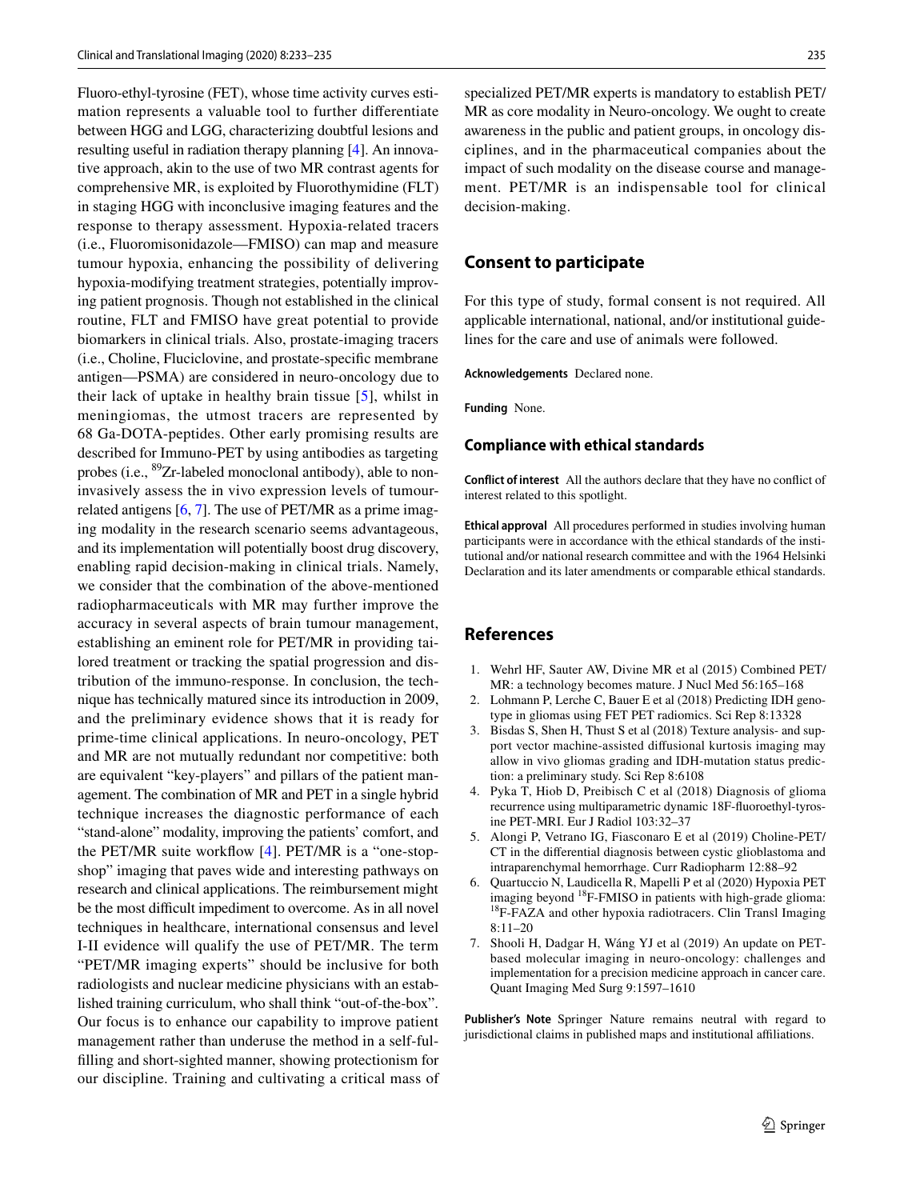Fluoro-ethyl-tyrosine (FET), whose time activity curves estimation represents a valuable tool to further differentiate between HGG and LGG, characterizing doubtful lesions and resulting useful in radiation therapy planning [4]. An innovative approach, akin to the use of two MR contrast agents for comprehensive MR, is exploited by Fluorothymidine (FLT) in staging HGG with inconclusive imaging features and the response to therapy assessment. Hypoxia-related tracers (i.e., Fluoromisonidazole—FMISO) can map and measure tumour hypoxia, enhancing the possibility of delivering hypoxia-modifying treatment strategies, potentially improving patient prognosis. Though not established in the clinical routine, FLT and FMISO have great potential to provide biomarkers in clinical trials. Also, prostate-imaging tracers (i.e., Choline, Fluciclovine, and prostate-specific membrane antigen—PSMA) are considered in neuro-oncology due to their lack of uptake in healthy brain tissue [5], whilst in meningiomas, the utmost tracers are represented by 68 Ga-DOTA-peptides. Other early promising results are described for Immuno-PET by using antibodies as targeting probes (i.e., $^{89}$Zr-labeled monoclonal antibody), able to non-invasively assess the in vivo expression levels of tumour-related antigens [6, 7]. The use of PET/MR as a prime imaging modality in the research scenario seems advantageous, and its implementation will potentially boost drug discovery, enabling rapid decision-making in clinical trials. Namely, we consider that the combination of the above-mentioned radiopharmaceuticals with MR may further improve the accuracy in several aspects of brain tumour management, establishing an eminent role for PET/MR in providing tailored treatment or tracking the spatial progression and distribution of the immuno-response. In conclusion, the technique has technically matured since its introduction in 2009, and the preliminary evidence shows that it is ready for prime-time clinical applications. In neuro-oncology, PET and MR are not mutually redundant nor competitive: both are equivalent "key-players" and pillars of the patient management. The combination of MR and PET in a single hybrid technique increases the diagnostic performance of each "stand-alone" modality, improving the patients' comfort, and the PET/MR suite workflow [4]. PET/MR is a "one-stop-shop" imaging that paves wide and interesting pathways on research and clinical applications. The reimbursement might be the most difficult impediment to overcome. As in all novel techniques in healthcare, international consensus and level I-II evidence will qualify the use of PET/MR. The term "PET/MR imaging experts" should be inclusive for both radiologists and nuclear medicine physicians with an established training curriculum, who shall think "out-of-the-box". Our focus is to enhance our capability to improve patient management rather than underuse the method in a self-fulfilling and short-sighted manner, showing protectionism for our discipline. Training and cultivating a critical mass of specialized PET/MR experts is mandatory to establish PET/MR as core modality in Neuro-oncology. We ought to create awareness in the public and patient groups, in oncology disciplines, and in the pharmaceutical companies about the impact of such modality on the disease course and management. PET/MR is an indispensable tool for clinical decision-making.

## Consent to participate

For this type of study, formal consent is not required. All applicable international, national, and/or institutional guidelines for the care and use of animals were followed.

**Acknowledgements** Declared none.

**Funding** None.

### Compliance with ethical standards

**Conflict of interest** All the authors declare that they have no conflict of interest related to this spotlight.

**Ethical approval** All procedures performed in studies involving human participants were in accordance with the ethical standards of the institutional and/or national research committee and with the 1964 Helsinki Declaration and its later amendments or comparable ethical standards.

## References

1. Wehrl HF, Sauter AW, Divine MR et al (2015) Combined PET/MR: a technology becomes mature. J Nucl Med 56:165–168
2. Lohmann P, Lerche C, Bauer E et al (2018) Predicting IDH genotype in gliomas using FET PET radiomics. Sci Rep 8:13328
3. Bisdas S, Shen H, Thust S et al (2018) Texture analysis- and support vector machine-assisted diffusional kurtosis imaging may allow in vivo gliomas grading and IDH-mutation status prediction: a preliminary study. Sci Rep 8:6108
4. Pyka T, Hiob D, Preibisch C et al (2018) Diagnosis of glioma recurrence using multiparametric dynamic 18F-fluoroethyl-tyrosine PET-MRI. Eur J Radiol 103:32–37
5. Alongi P, Vetrano IG, Fiasconaro E et al (2019) Choline-PET/CT in the differential diagnosis between cystic glioblastoma and intraparenchymal hemorrhage. Curr Radiopharm 12:88–92
6. Quartuccio N, Laudicella R, Mapelli P et al (2020) Hypoxia PET imaging beyond $^{18}$F-FMISO in patients with high-grade glioma: $^{18}$F-FAZA and other hypoxia radiotracers. Clin Transl Imaging 8:11–20
7. Shooli H, Dadgar H, Wáng YJ et al (2019) An update on PET-based molecular imaging in neuro-oncology: challenges and implementation for a precision medicine approach in cancer care. Quant Imaging Med Surg 9:1597–1610

**Publisher's Note** Springer Nature remains neutral with regard to jurisdictional claims in published maps and institutional affiliations.